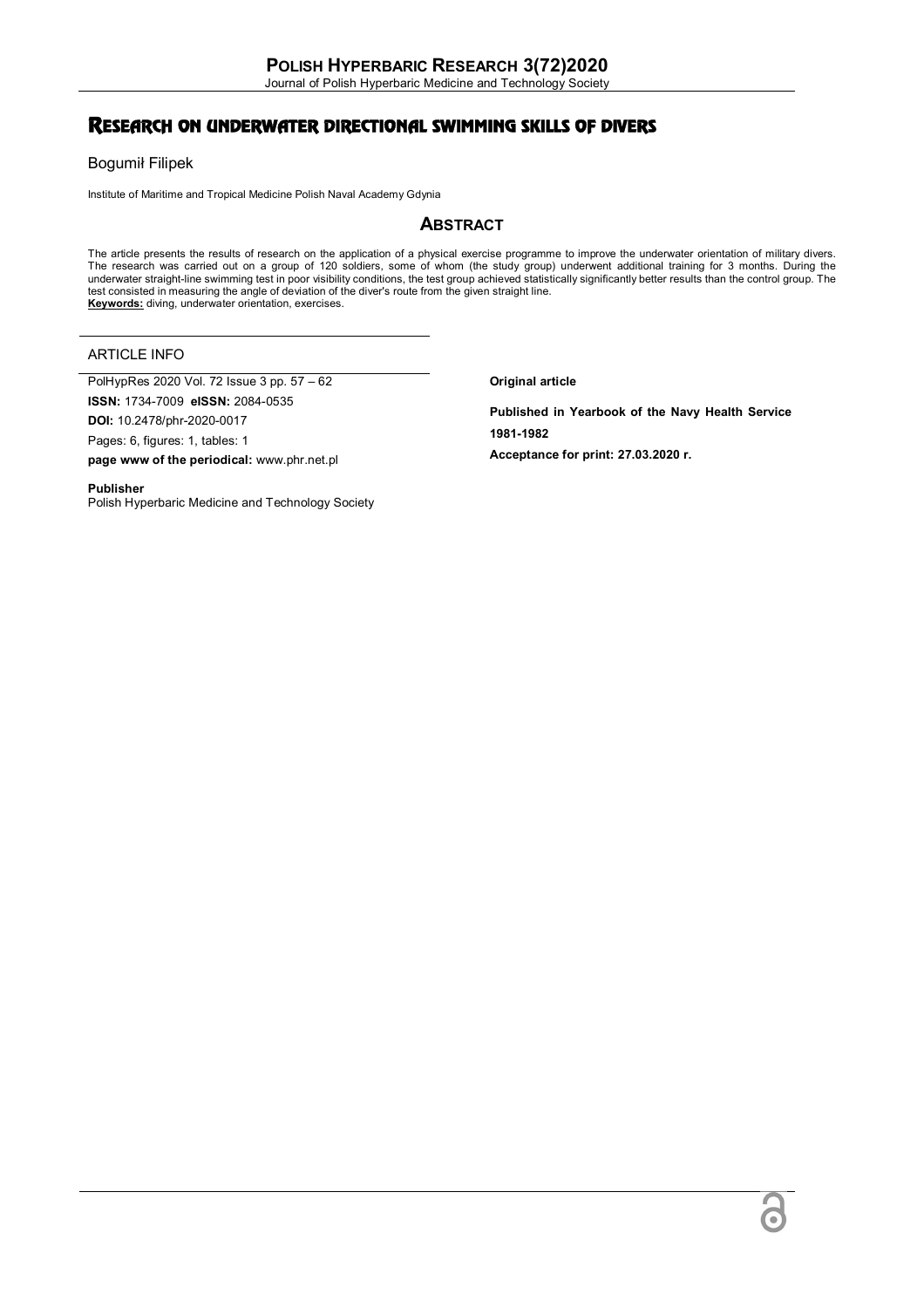# Research on underwater directional swimming skills of divers

Bogumił Filipek

Institute of Maritime and Tropical Medicine Polish Naval Academy Gdynia

## Abstract

The article presents the results of research on the application of a physical exercise programme to improve the underwater orientation of military divers. The research was carried out on a group of 120 soldiers, some of whom (the study group) underwent additional training for 3 months. During the underwater straight-line swimming test in poor visibility conditions, the test group achieved statistically significantly better results than the control group. The test consisted in measuring the angle of deviation of the diver's route from the given straight line.

**Keywords:** diving, underwater orientation, exercises.

## ARTICLE INFO

PolHypRes 2020 Vol. 72 Issue 3 pp. 57 – 62

**ISSN:** 1734-7009 **eISSN:** 2084-0535

**DOI:** 10.2478/phr-2020-0017

Pages: 6, figures: 1, tables: 1

**page www of the periodical:** www.phr.net.pl

**Publisher**
Polish Hyperbaric Medicine and Technology Society

**Original article**

**Published in Yearbook of the Navy Health Service 1981-1982**

**Acceptance for print: 27.03.2020 r.**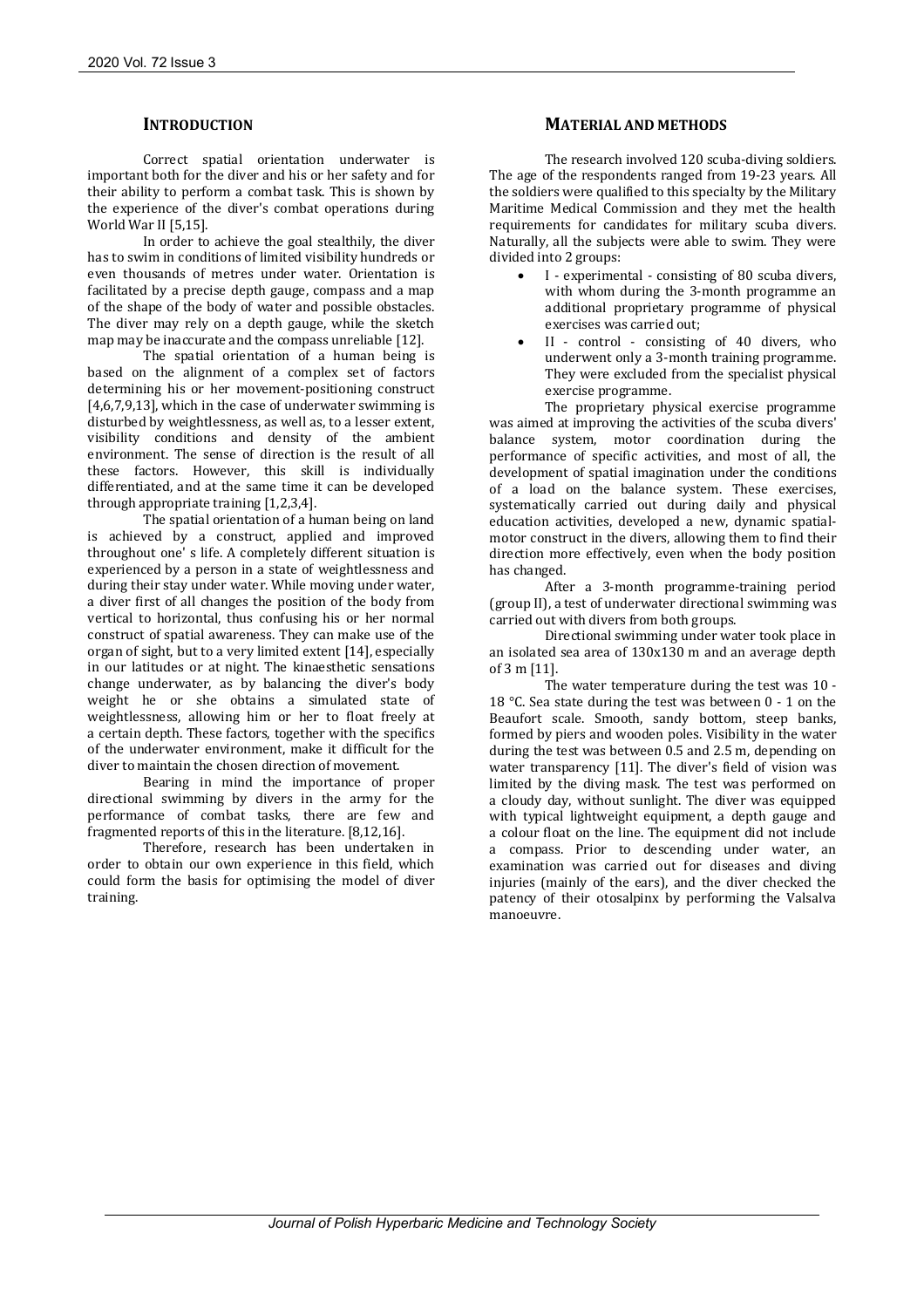## INTRODUCTION

Correct spatial orientation underwater is important both for the diver and his or her safety and for their ability to perform a combat task. This is shown by the experience of the diver's combat operations during World War II [5,15].

In order to achieve the goal stealthily, the diver has to swim in conditions of limited visibility hundreds or even thousands of metres under water. Orientation is facilitated by a precise depth gauge, compass and a map of the shape of the body of water and possible obstacles. The diver may rely on a depth gauge, while the sketch map may be inaccurate and the compass unreliable [12].

The spatial orientation of a human being is based on the alignment of a complex set of factors determining his or her movement-positioning construct [4,6,7,9,13], which in the case of underwater swimming is disturbed by weightlessness, as well as, to a lesser extent, visibility conditions and density of the ambient environment. The sense of direction is the result of all these factors. However, this skill is individually differentiated, and at the same time it can be developed through appropriate training [1,2,3,4].

The spatial orientation of a human being on land is achieved by a construct, applied and improved throughout one' s life. A completely different situation is experienced by a person in a state of weightlessness and during their stay under water. While moving under water, a diver first of all changes the position of the body from vertical to horizontal, thus confusing his or her normal construct of spatial awareness. They can make use of the organ of sight, but to a very limited extent [14], especially in our latitudes or at night. The kinaesthetic sensations change underwater, as by balancing the diver's body weight he or she obtains a simulated state of weightlessness, allowing him or her to float freely at a certain depth. These factors, together with the specifics of the underwater environment, make it difficult for the diver to maintain the chosen direction of movement.

Bearing in mind the importance of proper directional swimming by divers in the army for the performance of combat tasks, there are few and fragmented reports of this in the literature. [8,12,16].

Therefore, research has been undertaken in order to obtain our own experience in this field, which could form the basis for optimising the model of diver training.

## MATERIAL AND METHODS

The research involved 120 scuba-diving soldiers. The age of the respondents ranged from 19-23 years. All the soldiers were qualified to this specialty by the Military Maritime Medical Commission and they met the health requirements for candidates for military scuba divers. Naturally, all the subjects were able to swim. They were divided into 2 groups:

- I - experimental - consisting of 80 scuba divers, with whom during the 3-month programme an additional proprietary programme of physical exercises was carried out;
- II - control - consisting of 40 divers, who underwent only a 3-month training programme. They were excluded from the specialist physical exercise programme.

The proprietary physical exercise programme was aimed at improving the activities of the scuba divers' balance system, motor coordination during the performance of specific activities, and most of all, the development of spatial imagination under the conditions of a load on the balance system. These exercises, systematically carried out during daily and physical education activities, developed a new, dynamic spatial-motor construct in the divers, allowing them to find their direction more effectively, even when the body position has changed.

After a 3-month programme-training period (group II), a test of underwater directional swimming was carried out with divers from both groups.

Directional swimming under water took place in an isolated sea area of 130x130 m and an average depth of 3 m [11].

The water temperature during the test was 10 - 18 °C. Sea state during the test was between 0 - 1 on the Beaufort scale. Smooth, sandy bottom, steep banks, formed by piers and wooden poles. Visibility in the water during the test was between 0.5 and 2.5 m, depending on water transparency [11]. The diver's field of vision was limited by the diving mask. The test was performed on a cloudy day, without sunlight. The diver was equipped with typical lightweight equipment, a depth gauge and a colour float on the line. The equipment did not include a compass. Prior to descending under water, an examination was carried out for diseases and diving injuries (mainly of the ears), and the diver checked the patency of their otosalpinx by performing the Valsalva manoeuvre.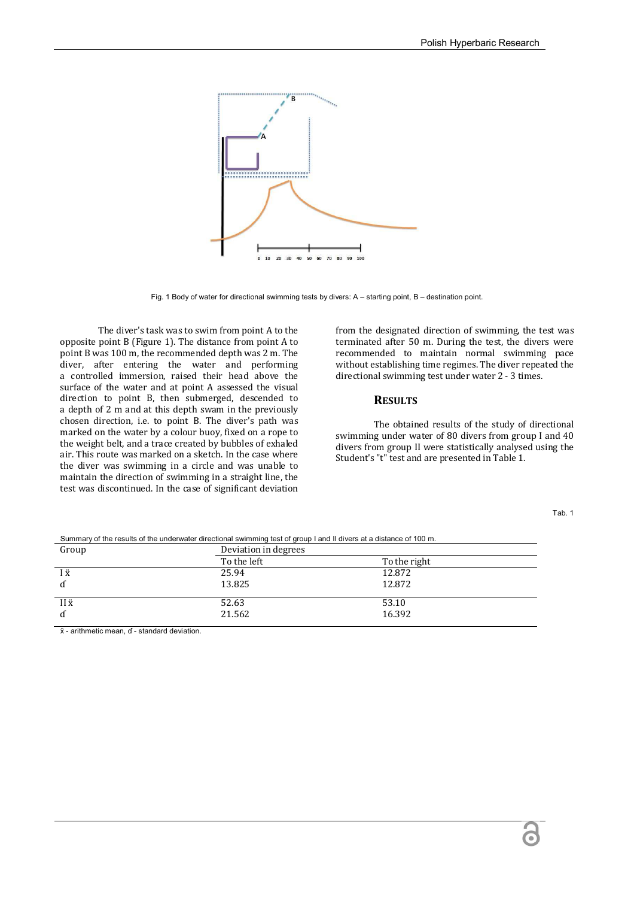Fig. 1 Body of water for directional swimming tests by divers: A – starting point, B – destination point.

The diver's task was to swim from point A to the opposite point B (Figure 1). The distance from point A to point B was 100 m, the recommended depth was 2 m. The diver, after entering the water and performing a controlled immersion, raised their head above the surface of the water and at point A assessed the visual direction to point B, then submerged, descended to a depth of 2 m and at this depth swam in the previously chosen direction, i.e. to point B. The diver's path was marked on the water by a colour buoy, fixed on a rope to the weight belt, and a trace created by bubbles of exhaled air. This route was marked on a sketch. In the case where the diver was swimming in a circle and was unable to maintain the direction of swimming in a straight line, the test was discontinued. In the case of significant deviation from the designated direction of swimming, the test was terminated after 50 m. During the test, the divers were recommended to maintain normal swimming pace without establishing time regimes. The diver repeated the directional swimming test under water 2 - 3 times.

## RESULTS

The obtained results of the study of directional swimming under water of 80 divers from group I and 40 divers from group II were statistically analysed using the Student's "t" test and are presented in Table 1.

Tab. 1

Summary of the results of the underwater directional swimming test of group I and II divers at a distance of 100 m.

| Group | Deviation in degrees | |
|---|---|---|
| | To the left | To the right |
| I ẍ | 25.94 | 12.872 |
| ɗ | 13.825 | 12.872 |
| II ẍ | 52.63 | 53.10 |
| ɗ | 21.562 | 16.392 |

ẍ - arithmetic mean, ɗ - standard deviation.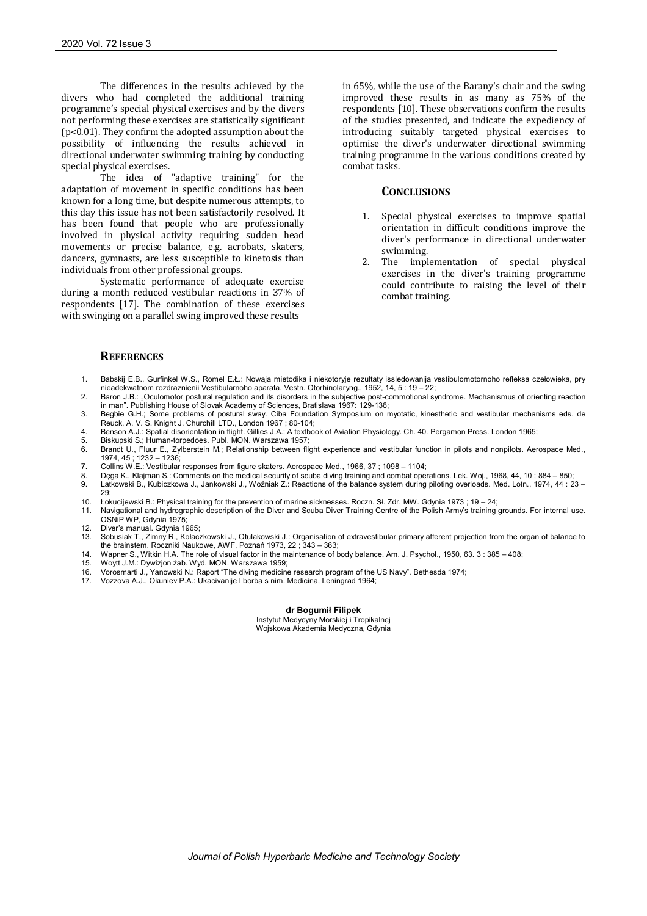The differences in the results achieved by the divers who had completed the additional training programme's special physical exercises and by the divers not performing these exercises are statistically significant ($p<0.01$). They confirm the adopted assumption about the possibility of influencing the results achieved in directional underwater swimming training by conducting special physical exercises.

The idea of "adaptive training" for the adaptation of movement in specific conditions has been known for a long time, but despite numerous attempts, to this day this issue has not been satisfactorily resolved. It has been found that people who are professionally involved in physical activity requiring sudden head movements or precise balance, e.g. acrobats, skaters, dancers, gymnasts, are less susceptible to kinetosis than individuals from other professional groups.

Systematic performance of adequate exercise during a month reduced vestibular reactions in 37% of respondents [17]. The combination of these exercises with swinging on a parallel swing improved these results in 65%, while the use of the Barany's chair and the swing improved these results in as many as 75% of the respondents [10]. These observations confirm the results of the studies presented, and indicate the expediency of introducing suitably targeted physical exercises to optimise the diver's underwater directional swimming training programme in the various conditions created by combat tasks.

## CONCLUSIONS

1. Special physical exercises to improve spatial orientation in difficult conditions improve the diver's performance in directional underwater swimming.
2. The implementation of special physical exercises in the diver's training programme could contribute to raising the level of their combat training.

## REFERENCES

1. Babskij E.B., Gurfinkel W.S., Romel E.Ł.: Nowaja mietodika i niekotoryje rezultaty issledowanija vestibulomotornoho refleksa czełowieka, pry nieadekwatnom rozdraznienii Vestibularnoho aparata. Vestn. Otorhinolaryng., 1952, 14, 5 : 19 – 22;
2. Baron J.B.: „Oculomotor postural regulation and its disorders in the subjective post-commotional syndrome. Mechanismus of orienting reaction in man". Publishing House of Slovak Academy of Sciences, Bratislava 1967: 129-136;
3. Begbie G.H.; Some problems of postural sway. Ciba Foundation Symposium on myotatic, kinesthetic and vestibular mechanisms eds. de Reuck, A. V. S. Knight J. Churchill LTD., London 1967 ; 80-104;
4. Benson A.J.: Spatial disorientation in flight. Gillies J.A.; A textbook of Aviation Physiology. Ch. 40. Pergamon Press. London 1965;
5. Biskupski S.; Human-torpedoes. Publ. MON. Warszawa 1957;
6. Brandt U., Fluur E., Zylberstein M.; Relationship between flight experience and vestibular function in pilots and nonpilots. Aerospace Med., 1974, 45 ; 1232 – 1236;
7. Collins W.E.: Vestibular responses from figure skaters. Aerospace Med., 1966, 37 ; 1098 – 1104;
8. Dęga K., Klajman S.: Comments on the medical security of scuba diving training and combat operations. Lek. Woj., 1968, 44, 10 ; 884 – 850;
9. Latkowski B., Kubiczkowa J., Jankowski J., Woźniak Z.: Reactions of the balance system during piloting overloads. Med. Lotn., 1974, 44 : 23 – 29;
10. Łokucijewski B.: Physical training for the prevention of marine sicknesses. Roczn. Sł. Zdr. MW. Gdynia 1973 ; 19 – 24;
11. Navigational and hydrographic description of the Diver and Scuba Diver Training Centre of the Polish Army's training grounds. For internal use. OSNiP WP, Gdynia 1975;
12. Diver's manual. Gdynia 1965;
13. Sobusiak T., Zimny R., Kołaczkowski J., Otulakowski J.: Organisation of extravestibular primary afferent projection from the organ of balance to the brainstem. Roczniki Naukowe, AWF, Poznań 1973, 22 ; 343 – 363;
14. Wapner S., Witkin H.A. The role of visual factor in the maintenance of body balance. Am. J. Psychol., 1950, 63. 3 : 385 – 408;
15. Woytt J.M.: Dywizjon żab. Wyd. MON. Warszawa 1959;
16. Vorosmarti J., Yanowski N.: Raport "The diving medicine research program of the US Navy". Bethesda 1974;
17. Vozzova A.J., Okuniev P.A.: Ukacivanije I borba s nim. Medicina, Leningrad 1964;

**dr Bogumił Filipek**
Instytut Medycyny Morskiej i Tropikalnej
Wojskowa Akademia Medyczna, Gdynia